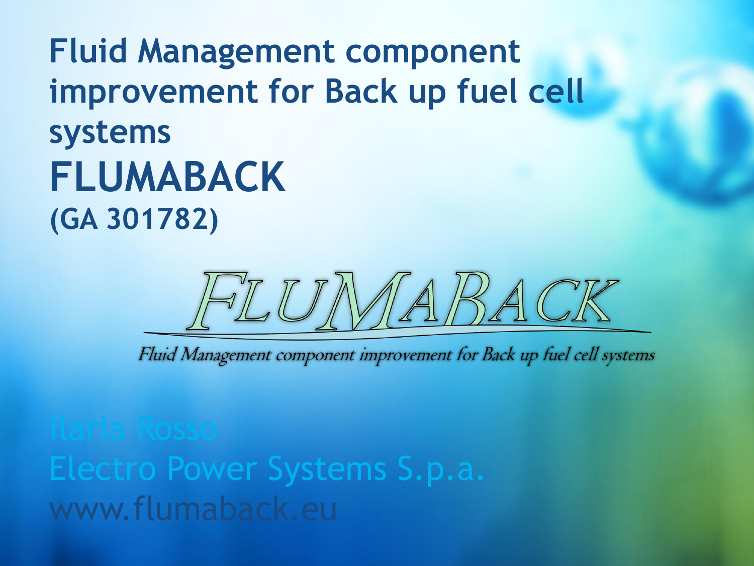# Fluid Management component improvement for Back up fuel cell systems

# FLUMABACK

**(GA 301782)**

FLUMABACK

*Fluid Management component improvement for Back up fuel cell systems*

Ilaria Rosso

Electro Power Systems S.p.a.

www.flumaback.eu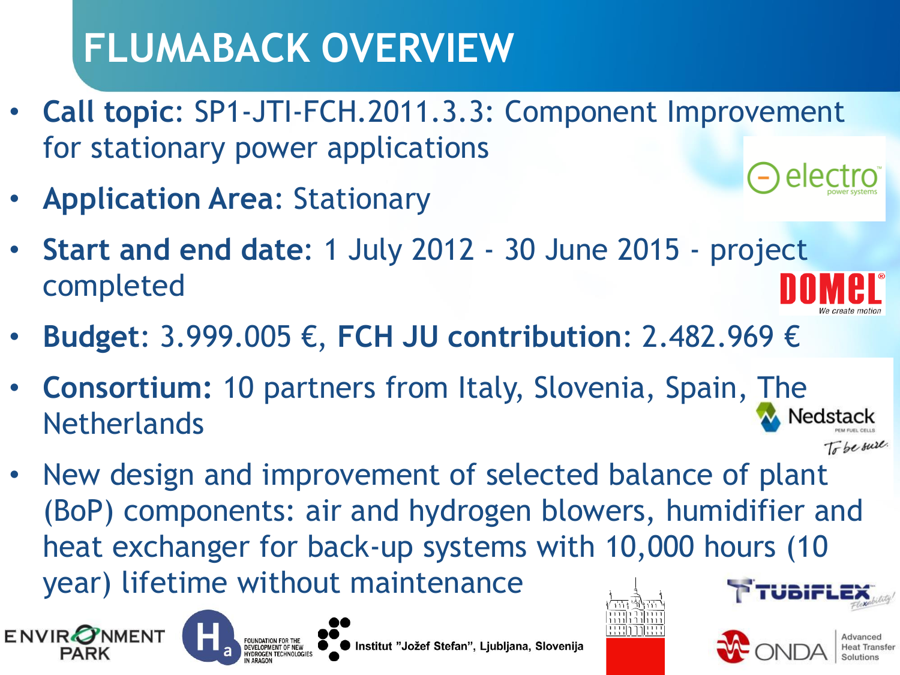# FLUMABACK OVERVIEW

- **Call topic**: SP1-JTI-FCH.2011.3.3: Component Improvement for stationary power applications
- **Application Area**: Stationary
- **Start and end date**: 1 July 2012 - 30 June 2015 - project completed
- **Budget**: 3.999.005 €, **FCH JU contribution**: 2.482.969 €
- **Consortium:** 10 partners from Italy, Slovenia, Spain, The Netherlands
- New design and improvement of selected balance of plant (BoP) components: air and hydrogen blowers, humidifier and heat exchanger for back-up systems with 10,000 hours (10 year) lifetime without maintenance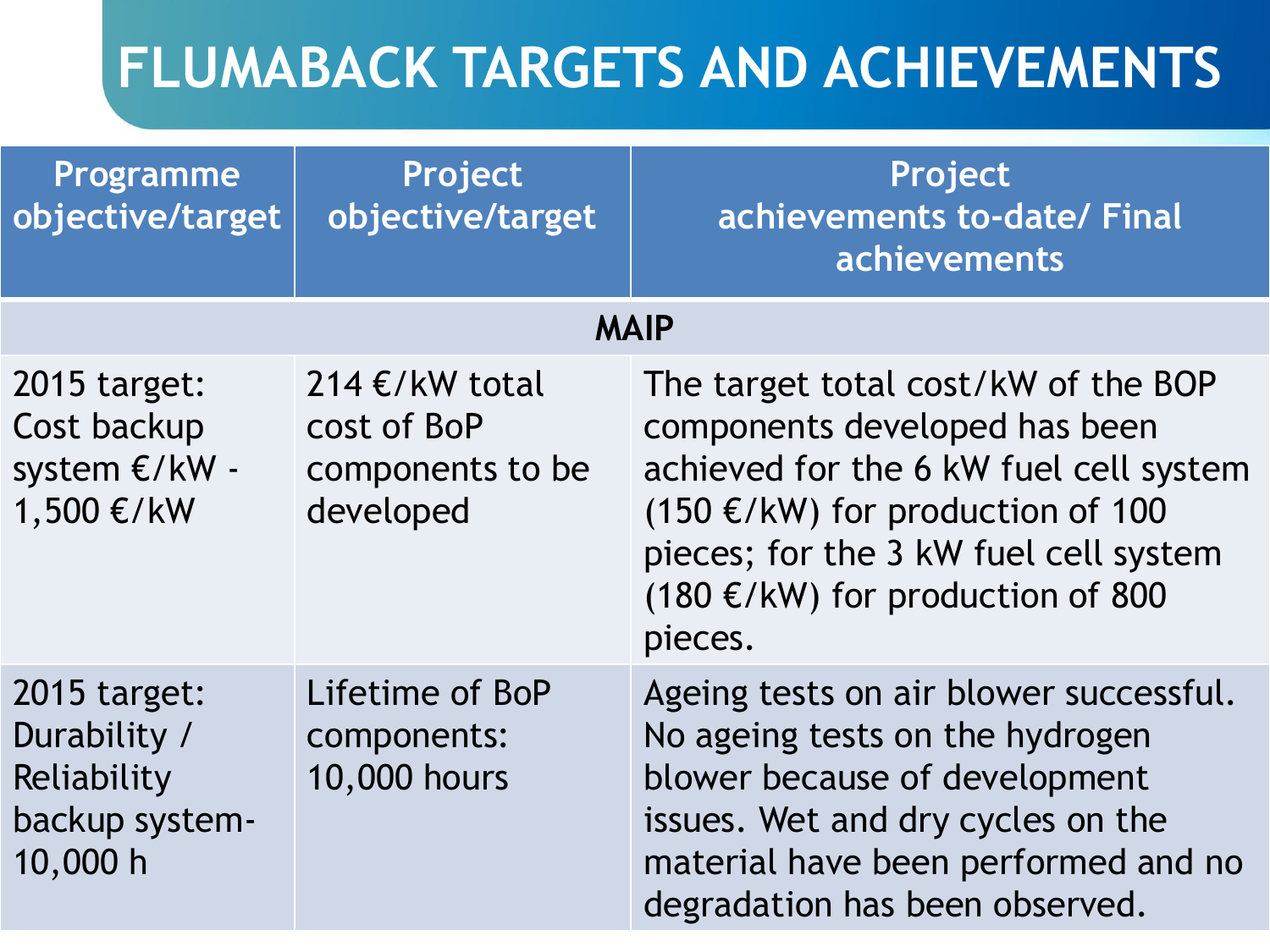# FLUMABACK TARGETS AND ACHIEVEMENTS

| Programme objective/target | Project objective/target | Project achievements to-date/ Final achievements |
|---|---|---|
| **MAIP** | | |
| 2015 target: Cost backup system €/kW - 1,500 €/kW | 214 €/kW total cost of BoP components to be developed | The target total cost/kW of the BOP components developed has been achieved for the 6 kW fuel cell system (150 €/kW) for production of 100 pieces; for the 3 kW fuel cell system (180 €/kW) for production of 800 pieces. |
| 2015 target: Durability / Reliability backup system- 10,000 h | Lifetime of BoP components: 10,000 hours | Ageing tests on air blower successful. No ageing tests on the hydrogen blower because of development issues. Wet and dry cycles on the material have been performed and no degradation has been observed. |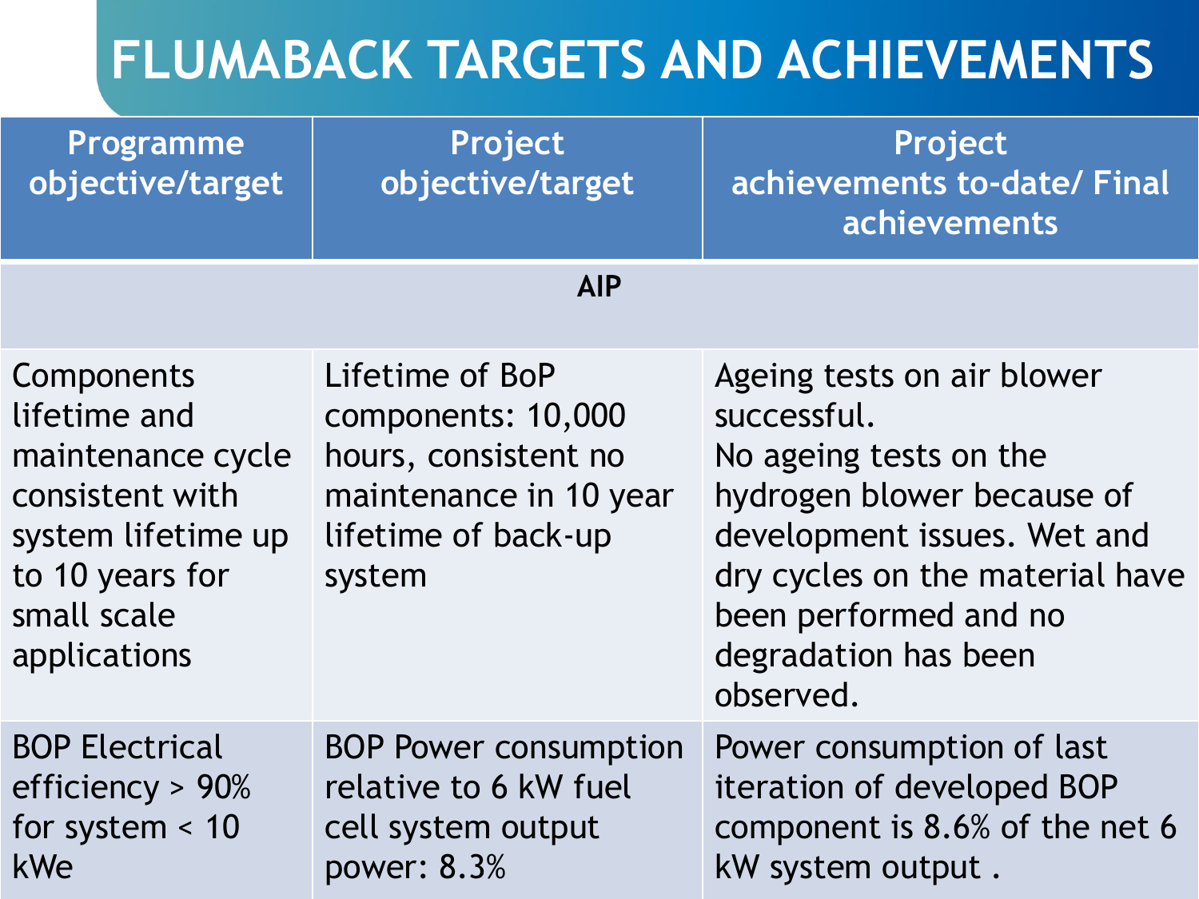# FLUMABACK TARGETS AND ACHIEVEMENTS

| Programme objective/target | Project objective/target | Project achievements to-date/ Final achievements |
|---|---|---|
| **AIP** | | |
| Components lifetime and maintenance cycle consistent with system lifetime up to 10 years for small scale applications | Lifetime of BoP components: 10,000 hours, consistent no maintenance in 10 year lifetime of back-up system | Ageing tests on air blower successful. No ageing tests on the hydrogen blower because of development issues. Wet and dry cycles on the material have been performed and no degradation has been observed. |
| BOP Electrical efficiency > 90% for system < 10 kWe | BOP Power consumption relative to 6 kW fuel cell system output power: 8.3% | Power consumption of last iteration of developed BOP component is 8.6% of the net 6 kW system output . |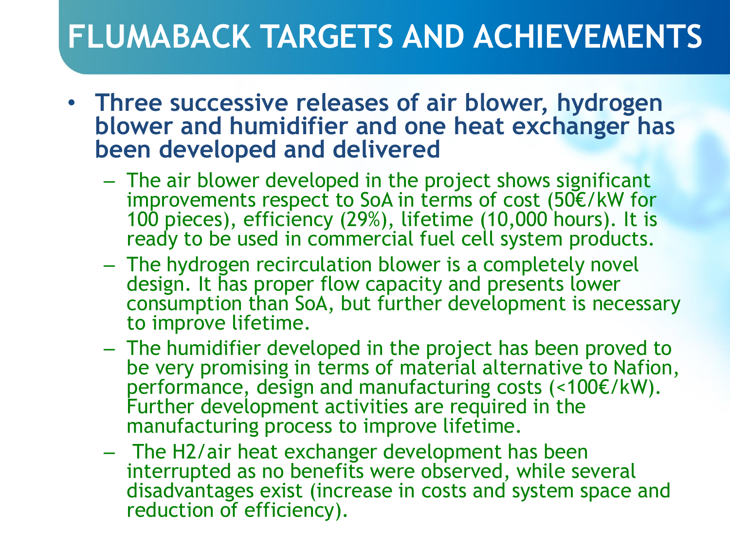# FLUMABACK TARGETS AND ACHIEVEMENTS

- **Three successive releases of air blower, hydrogen blower and humidifier and one heat exchanger has been developed and delivered**
  - The air blower developed in the project shows significant improvements respect to SoA in terms of cost (50€/kW for 100 pieces), efficiency (29%), lifetime (10,000 hours). It is ready to be used in commercial fuel cell system products.
  - The hydrogen recirculation blower is a completely novel design. It has proper flow capacity and presents lower consumption than SoA, but further development is necessary to improve lifetime.
  - The humidifier developed in the project has been proved to be very promising in terms of material alternative to Nafion, performance, design and manufacturing costs (<100€/kW). Further development activities are required in the manufacturing process to improve lifetime.
  - The H2/air heat exchanger development has been interrupted as no benefits were observed, while several disadvantages exist (increase in costs and system space and reduction of efficiency).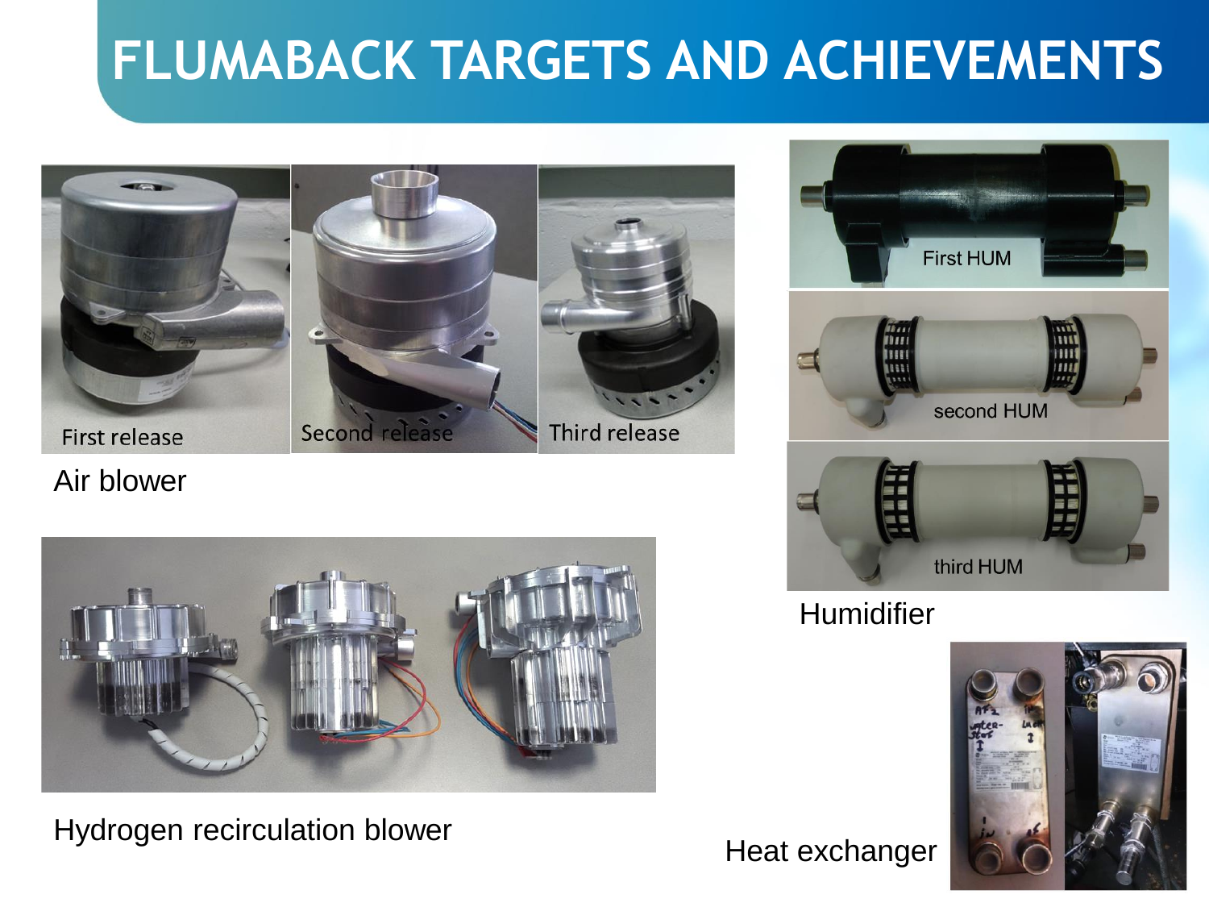# FLUMABACK TARGETS AND ACHIEVEMENTS

First release

Second release

Third release

Air blower

Hydrogen recirculation blower

First HUM

second HUM

third HUM

Humidifier

Heat exchanger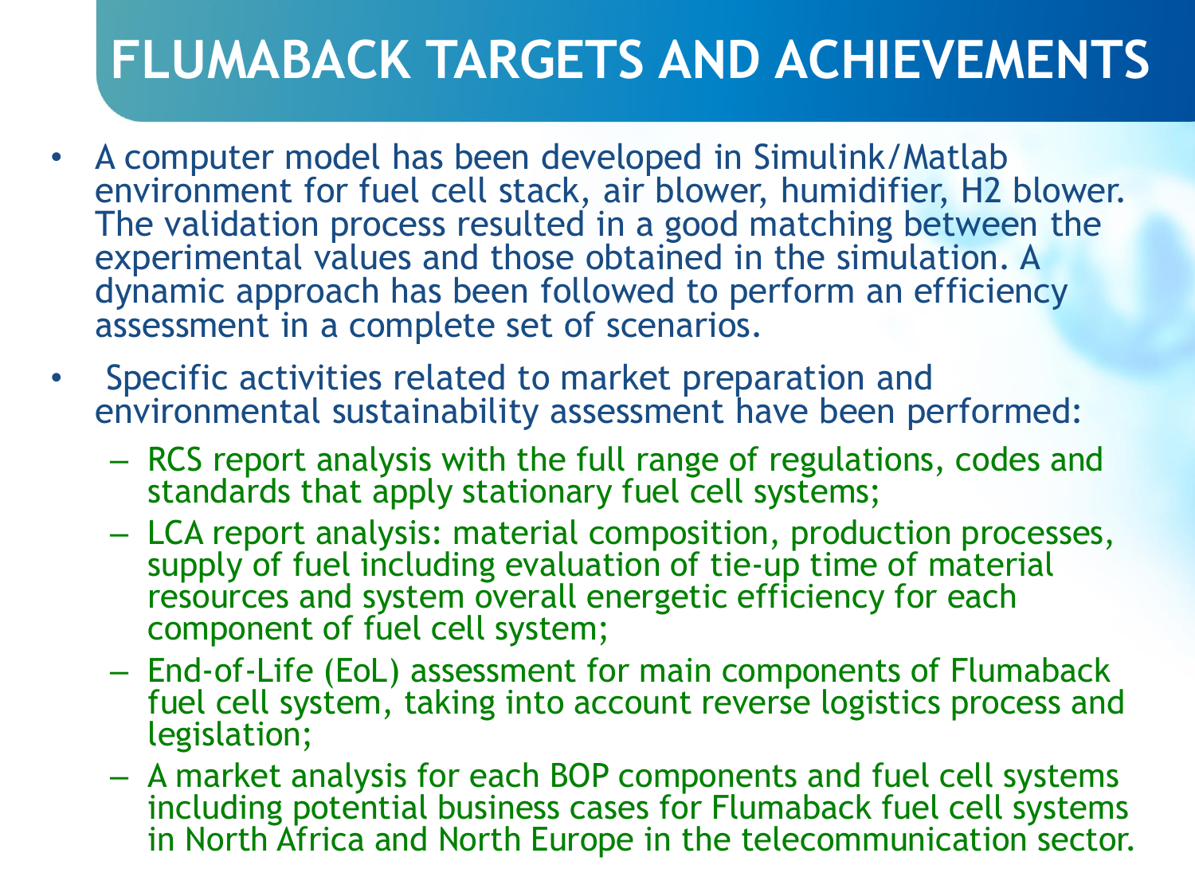# FLUMABACK TARGETS AND ACHIEVEMENTS

- A computer model has been developed in Simulink/Matlab environment for fuel cell stack, air blower, humidifier, H2 blower. The validation process resulted in a good matching between the experimental values and those obtained in the simulation. A dynamic approach has been followed to perform an efficiency assessment in a complete set of scenarios.
- Specific activities related to market preparation and environmental sustainability assessment have been performed:
  - RCS report analysis with the full range of regulations, codes and standards that apply stationary fuel cell systems;
  - LCA report analysis: material composition, production processes, supply of fuel including evaluation of tie-up time of material resources and system overall energetic efficiency for each component of fuel cell system;
  - End-of-Life (EoL) assessment for main components of Flumaback fuel cell system, taking into account reverse logistics process and legislation;
  - A market analysis for each BOP components and fuel cell systems including potential business cases for Flumaback fuel cell systems in North Africa and North Europe in the telecommunication sector.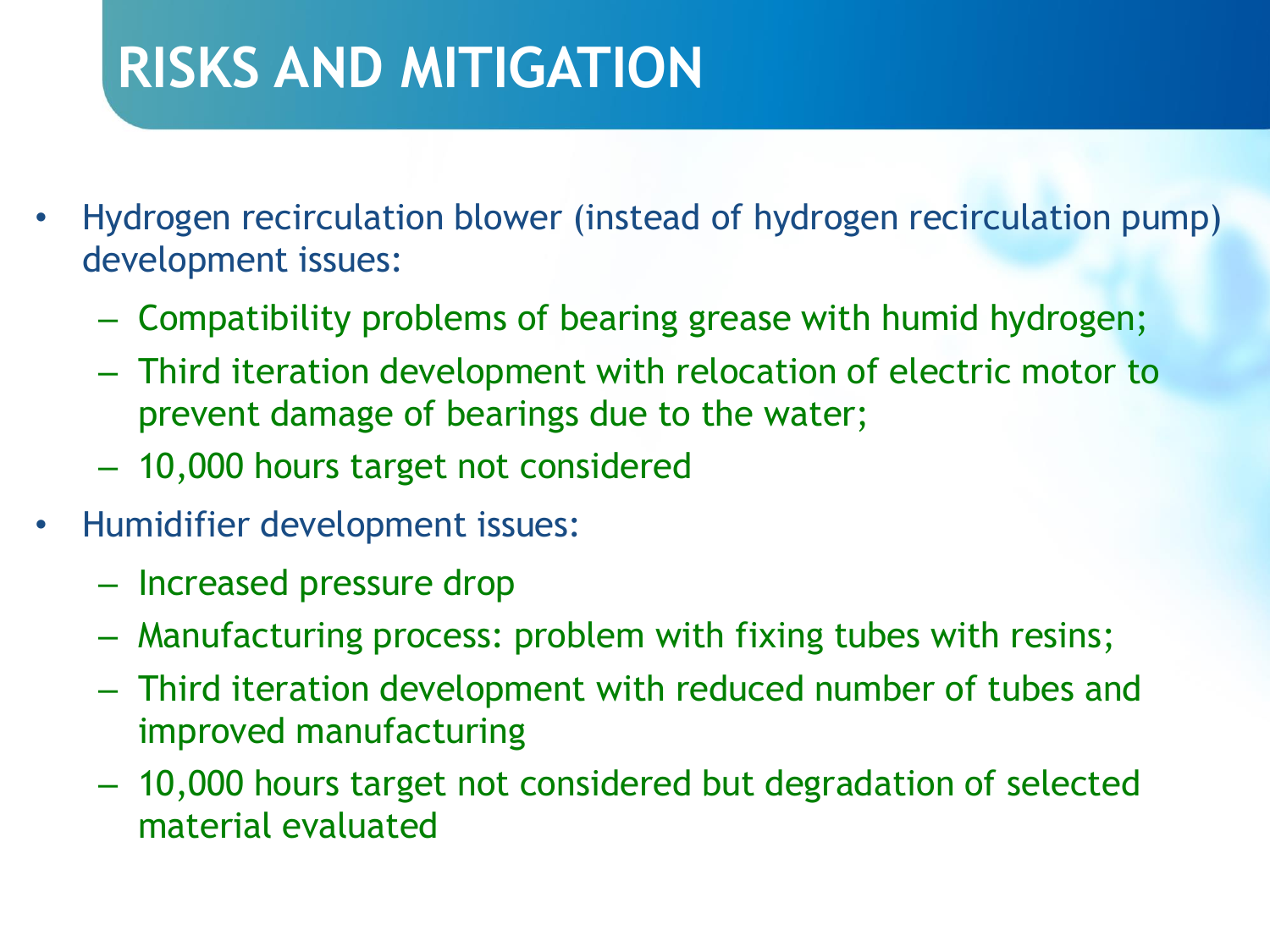# RISKS AND MITIGATION

- Hydrogen recirculation blower (instead of hydrogen recirculation pump) development issues:
  - Compatibility problems of bearing grease with humid hydrogen;
  - Third iteration development with relocation of electric motor to prevent damage of bearings due to the water;
  - 10,000 hours target not considered
- Humidifier development issues:
  - Increased pressure drop
  - Manufacturing process: problem with fixing tubes with resins;
  - Third iteration development with reduced number of tubes and improved manufacturing
  - 10,000 hours target not considered but degradation of selected material evaluated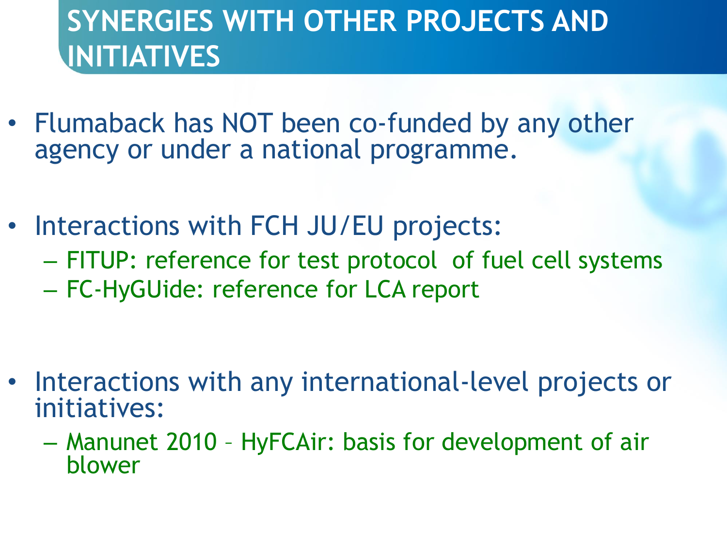# SYNERGIES WITH OTHER PROJECTS AND INITIATIVES

- Flumaback has NOT been co-funded by any other agency or under a national programme.

- Interactions with FCH JU/EU projects:
  - FITUP: reference for test protocol of fuel cell systems
  - FC-HyGUide: reference for LCA report

- Interactions with any international-level projects or initiatives:
  - Manunet 2010 – HyFCAir: basis for development of air blower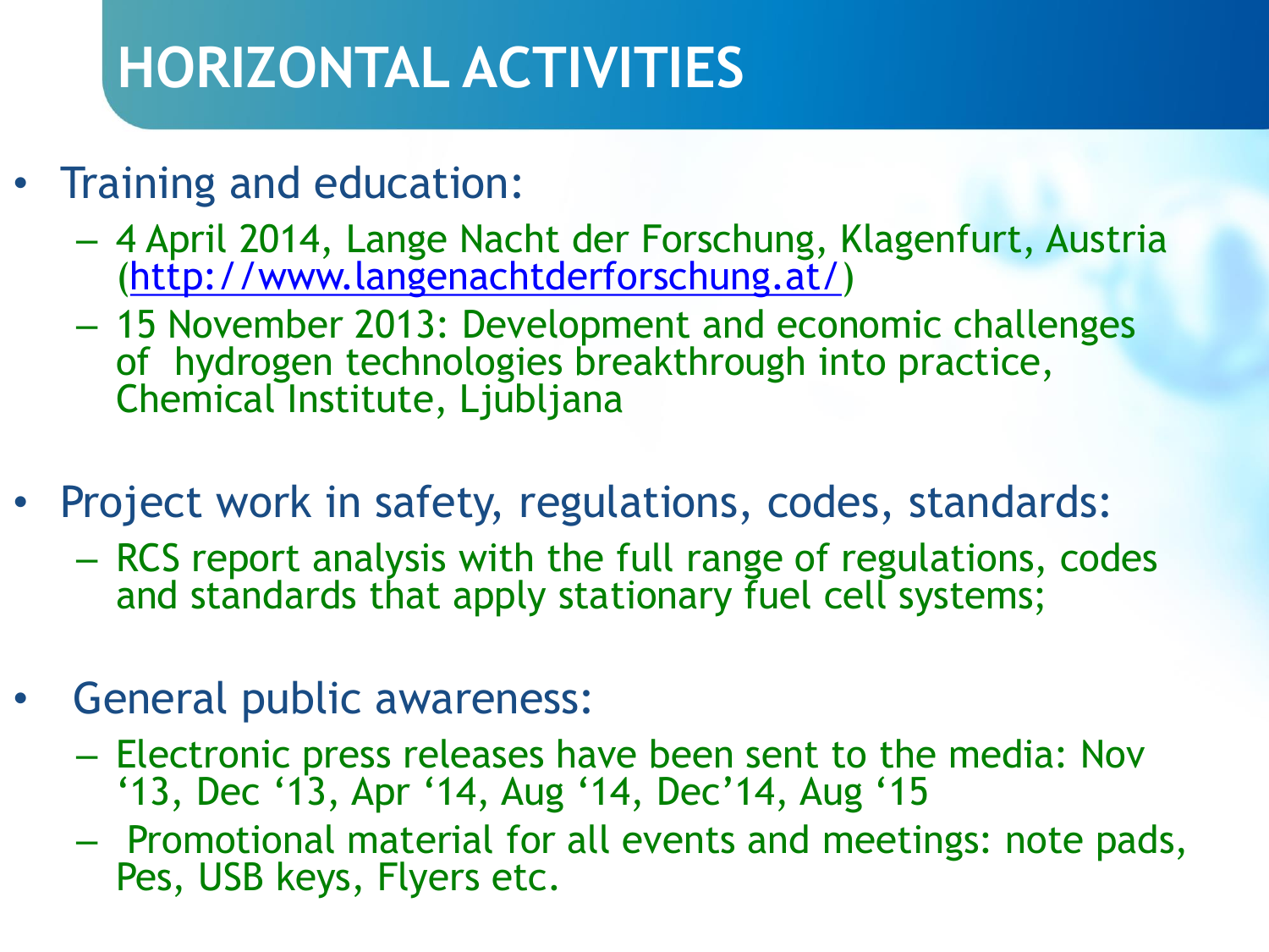# HORIZONTAL ACTIVITIES

- Training and education:
  - 4 April 2014, Lange Nacht der Forschung, Klagenfurt, Austria (http://www.langenachtderforschung.at/)
  - 15 November 2013: Development and economic challenges of hydrogen technologies breakthrough into practice, Chemical Institute, Ljubljana

- Project work in safety, regulations, codes, standards:
  - RCS report analysis with the full range of regulations, codes and standards that apply stationary fuel cell systems;

- General public awareness:
  - Electronic press releases have been sent to the media: Nov '13, Dec '13, Apr '14, Aug '14, Dec'14, Aug '15
  - Promotional material for all events and meetings: note pads, Pes, USB keys, Flyers etc.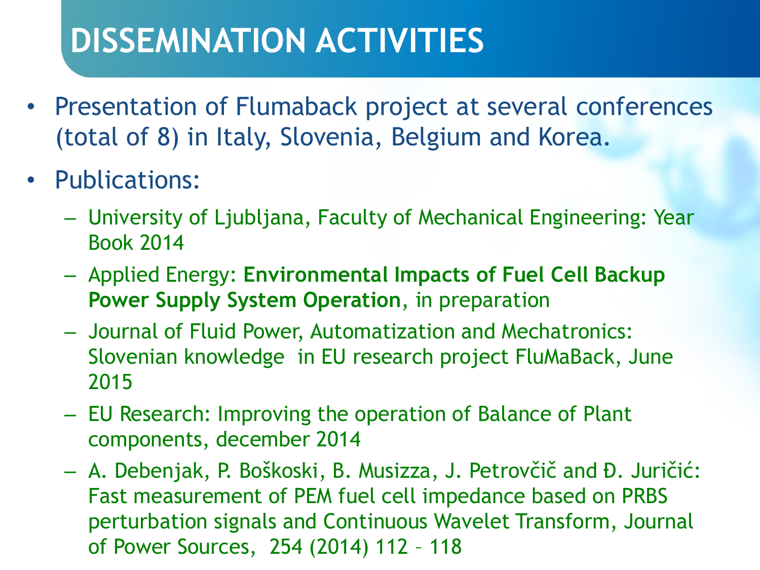# DISSEMINATION ACTIVITIES

- Presentation of Flumaback project at several conferences (total of 8) in Italy, Slovenia, Belgium and Korea.
- Publications:
  - University of Ljubljana, Faculty of Mechanical Engineering: Year Book 2014
  - Applied Energy: **Environmental Impacts of Fuel Cell Backup Power Supply System Operation**, in preparation
  - Journal of Fluid Power, Automatization and Mechatronics: Slovenian knowledge in EU research project FluMaBack, June 2015
  - EU Research: Improving the operation of Balance of Plant components, december 2014
  - A. Debenjak, P. Boškoski, B. Musizza, J. Petrovčič and Đ. Juričić: Fast measurement of PEM fuel cell impedance based on PRBS perturbation signals and Continuous Wavelet Transform, Journal of Power Sources, 254 (2014) 112 – 118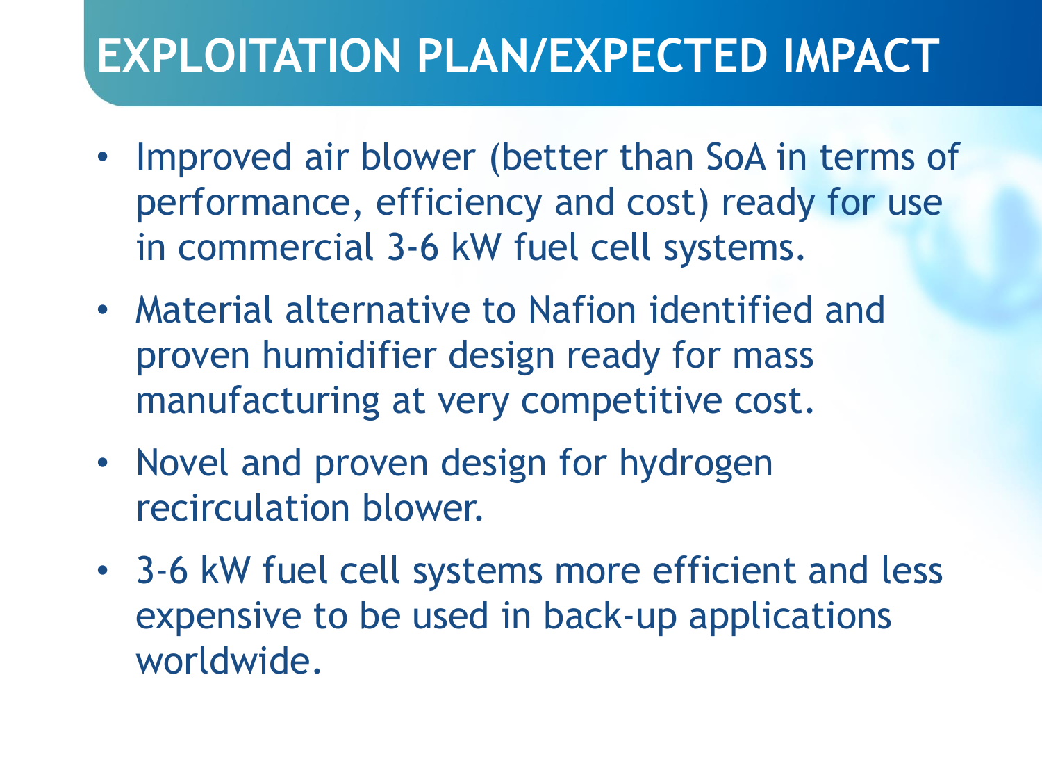# EXPLOITATION PLAN/EXPECTED IMPACT

- Improved air blower (better than SoA in terms of performance, efficiency and cost) ready for use in commercial 3-6 kW fuel cell systems.
- Material alternative to Nafion identified and proven humidifier design ready for mass manufacturing at very competitive cost.
- Novel and proven design for hydrogen recirculation blower.
- 3-6 kW fuel cell systems more efficient and less expensive to be used in back-up applications worldwide.